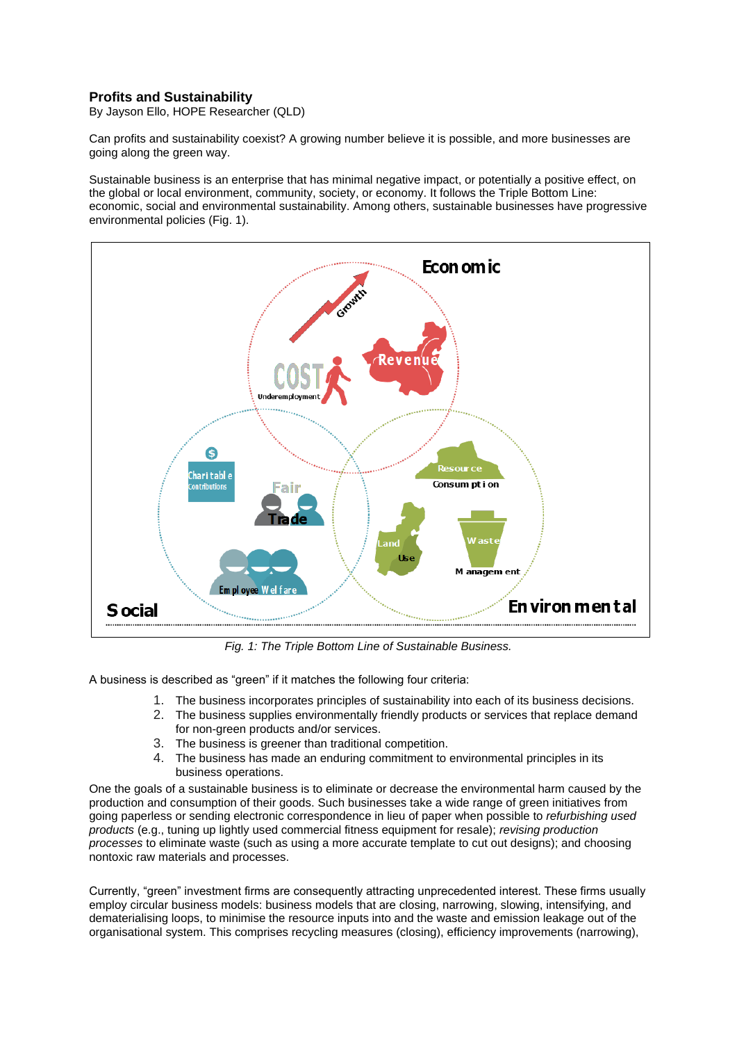## Profits and Sustainability

By Jayson Ello, HOPE Researcher (QLD)

Can profits and sustainability coexist? A growing number believe it is possible, and more businesses are going along the green way.

Sustainable business is an enterprise that has minimal negative impact, or potentially a positive effect, on the global or local environment, community, society, or economy. It follows the Triple Bottom Line: economic, social and environmental sustainability. Among others, sustainable businesses have progressive environmental policies (Fig. 1).

*Fig. 1: The Triple Bottom Line of Sustainable Business.*

A business is described as "green" if it matches the following four criteria:

1. The business incorporates principles of sustainability into each of its business decisions.
2. The business supplies environmentally friendly products or services that replace demand for non-green products and/or services.
3. The business is greener than traditional competition.
4. The business has made an enduring commitment to environmental principles in its business operations.

One the goals of a sustainable business is to eliminate or decrease the environmental harm caused by the production and consumption of their goods. Such businesses take a wide range of green initiatives from going paperless or sending electronic correspondence in lieu of paper when possible to *refurbishing used products* (e.g., tuning up lightly used commercial fitness equipment for resale); *revising production processes* to eliminate waste (such as using a more accurate template to cut out designs); and choosing nontoxic raw materials and processes.

Currently, "green" investment firms are consequently attracting unprecedented interest. These firms usually employ circular business models: business models that are closing, narrowing, slowing, intensifying, and dematerialising loops, to minimise the resource inputs into and the waste and emission leakage out of the organisational system. This comprises recycling measures (closing), efficiency improvements (narrowing),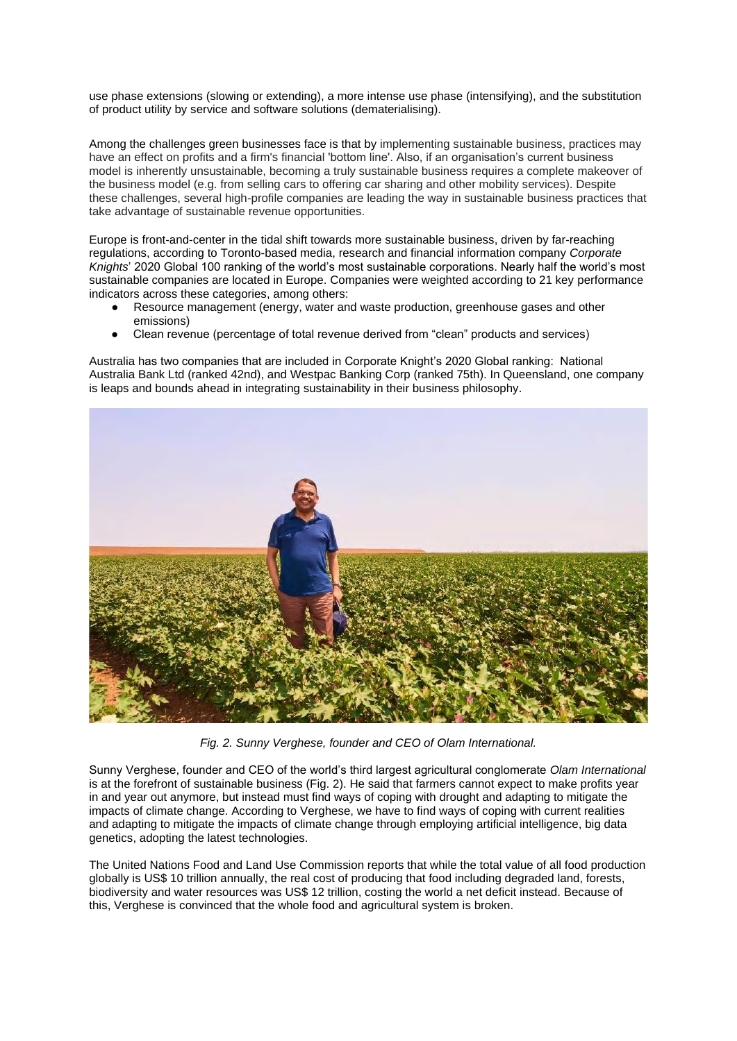use phase extensions (slowing or extending), a more intense use phase (intensifying), and the substitution of product utility by service and software solutions (dematerialising).

Among the challenges green businesses face is that by implementing sustainable business, practices may have an effect on profits and a firm's financial 'bottom line'. Also, if an organisation's current business model is inherently unsustainable, becoming a truly sustainable business requires a complete makeover of the business model (e.g. from selling cars to offering car sharing and other mobility services). Despite these challenges, several high-profile companies are leading the way in sustainable business practices that take advantage of sustainable revenue opportunities.

Europe is front-and-center in the tidal shift towards more sustainable business, driven by far-reaching regulations, according to Toronto-based media, research and financial information company *Corporate Knights*' 2020 Global 100 ranking of the world's most sustainable corporations. Nearly half the world's most sustainable companies are located in Europe. Companies were weighted according to 21 key performance indicators across these categories, among others:

- Resource management (energy, water and waste production, greenhouse gases and other emissions)
- Clean revenue (percentage of total revenue derived from "clean" products and services)

Australia has two companies that are included in Corporate Knight's 2020 Global ranking: National Australia Bank Ltd (ranked 42nd), and Westpac Banking Corp (ranked 75th). In Queensland, one company is leaps and bounds ahead in integrating sustainability in their business philosophy.

*Fig. 2. Sunny Verghese, founder and CEO of Olam International.*

Sunny Verghese, founder and CEO of the world's third largest agricultural conglomerate *Olam International* is at the forefront of sustainable business (Fig. 2). He said that farmers cannot expect to make profits year in and year out anymore, but instead must find ways of coping with drought and adapting to mitigate the impacts of climate change. According to Verghese, we have to find ways of coping with current realities and adapting to mitigate the impacts of climate change through employing artificial intelligence, big data genetics, adopting the latest technologies.

The United Nations Food and Land Use Commission reports that while the total value of all food production globally is US$ 10 trillion annually, the real cost of producing that food including degraded land, forests, biodiversity and water resources was US$ 12 trillion, costing the world a net deficit instead. Because of this, Verghese is convinced that the whole food and agricultural system is broken.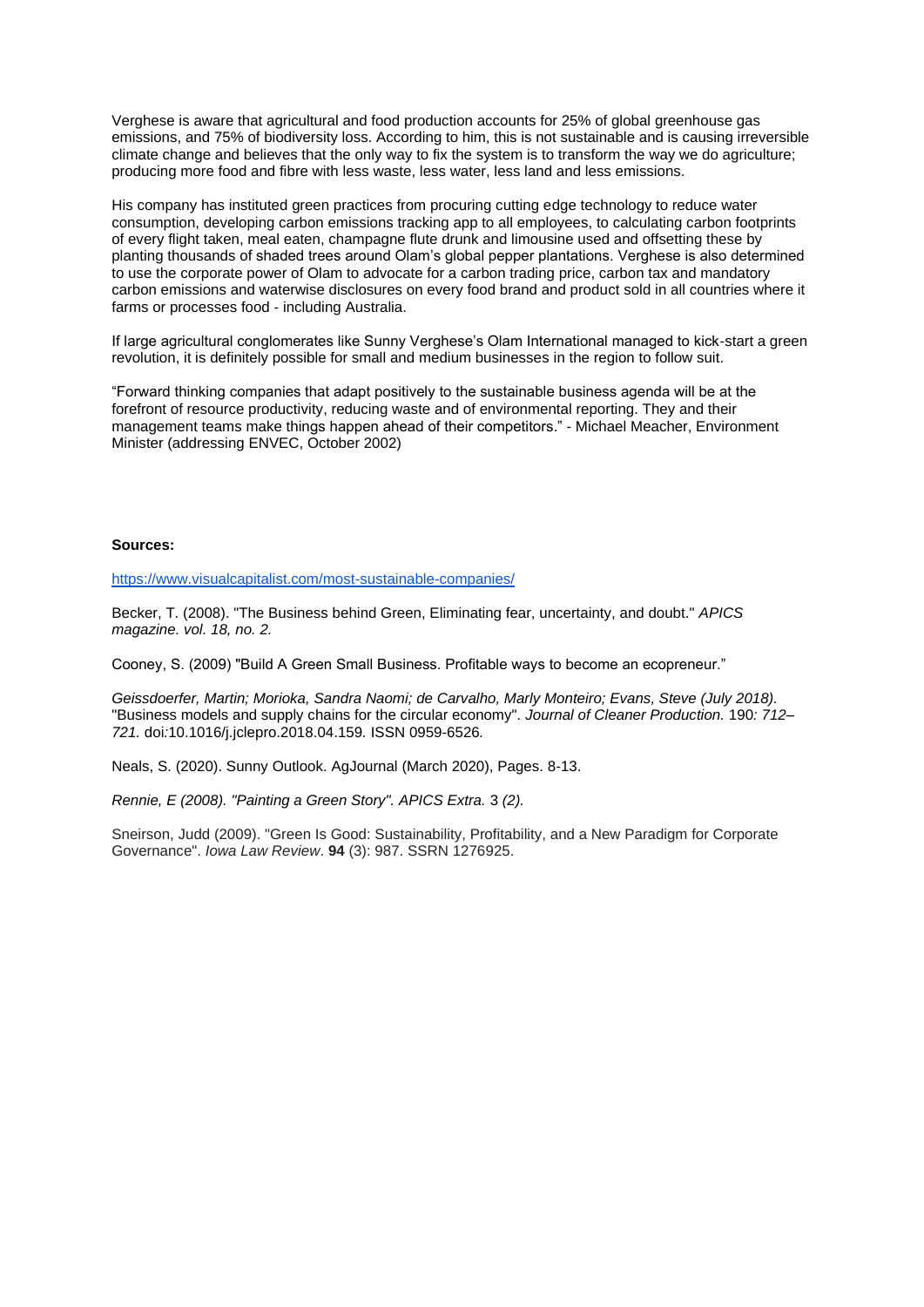Verghese is aware that agricultural and food production accounts for 25% of global greenhouse gas emissions, and 75% of biodiversity loss. According to him, this is not sustainable and is causing irreversible climate change and believes that the only way to fix the system is to transform the way we do agriculture; producing more food and fibre with less waste, less water, less land and less emissions.

His company has instituted green practices from procuring cutting edge technology to reduce water consumption, developing carbon emissions tracking app to all employees, to calculating carbon footprints of every flight taken, meal eaten, champagne flute drunk and limousine used and offsetting these by planting thousands of shaded trees around Olam's global pepper plantations. Verghese is also determined to use the corporate power of Olam to advocate for a carbon trading price, carbon tax and mandatory carbon emissions and waterwise disclosures on every food brand and product sold in all countries where it farms or processes food - including Australia.

If large agricultural conglomerates like Sunny Verghese's Olam International managed to kick-start a green revolution, it is definitely possible for small and medium businesses in the region to follow suit.

"Forward thinking companies that adapt positively to the sustainable business agenda will be at the forefront of resource productivity, reducing waste and of environmental reporting. They and their management teams make things happen ahead of their competitors." - Michael Meacher, Environment Minister (addressing ENVEC, October 2002)

**Sources:**

https://www.visualcapitalist.com/most-sustainable-companies/

Becker, T. (2008). "The Business behind Green, Eliminating fear, uncertainty, and doubt." *APICS magazine. vol. 18, no. 2.*

Cooney, S. (2009) "Build A Green Small Business. Profitable ways to become an ecopreneur."

*Geissdoerfer, Martin; Morioka, Sandra Naomi; de Carvalho, Marly Monteiro; Evans, Steve (July 2018).* "Business models and supply chains for the circular economy"*. Journal of Cleaner Production.* 190*: 712–721.* doi*:*10.1016/j.jclepro.2018.04.159*.* ISSN 0959-6526*.*

Neals, S. (2020). Sunny Outlook. AgJournal (March 2020), Pages. 8-13.

*Rennie, E (2008). "Painting a Green Story". APICS Extra.* 3 *(2).*

Sneirson, Judd (2009). "Green Is Good: Sustainability, Profitability, and a New Paradigm for Corporate Governance". *Iowa Law Review*. **94** (3): 987. SSRN 1276925.